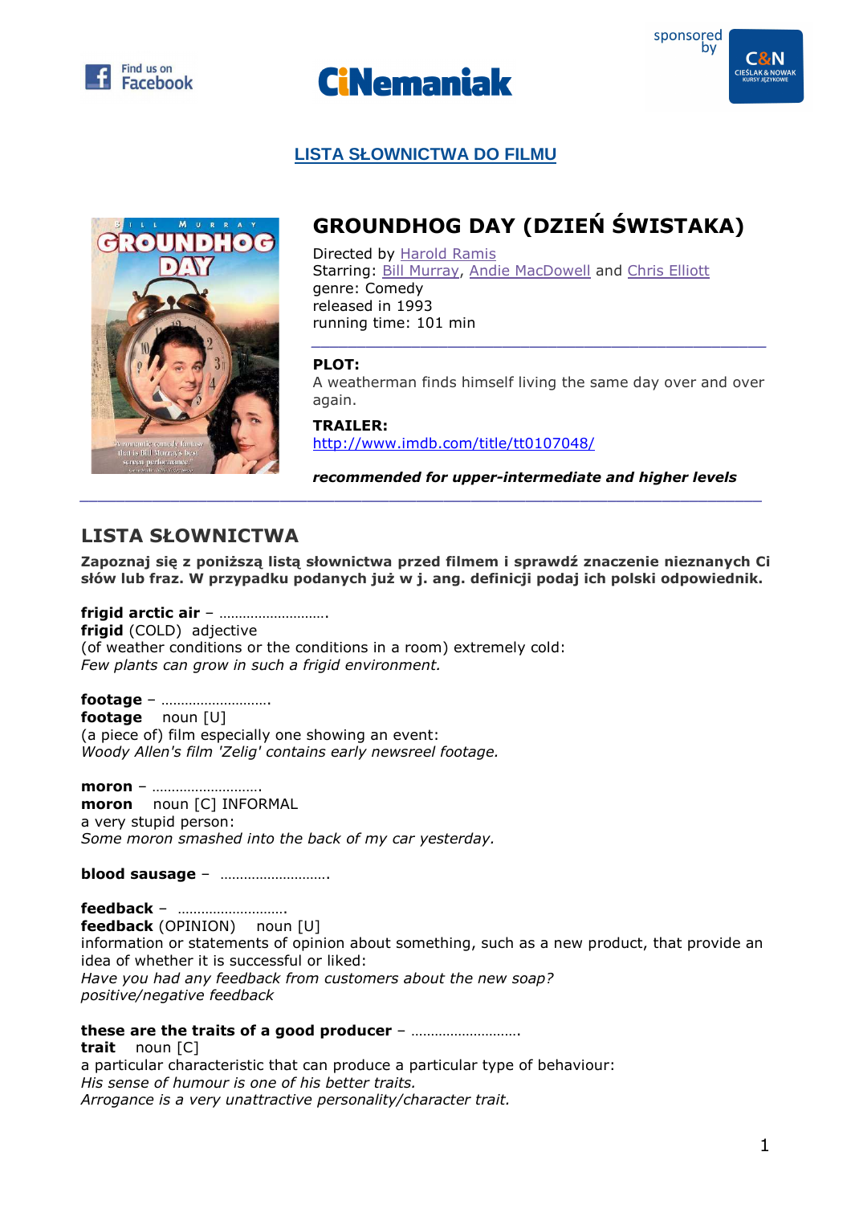Find us on Facebook

CiNemaniak

sponsored by C&N CIEŚLAK & NOWAK KURSY JĘZYKOWE

## LISTA SŁOWNICTWA DO FILMU

# GROUNDHOG DAY (DZIEŃ ŚWISTAKA)

Directed by Harold Ramis
Starring: Bill Murray, Andie MacDowell and Chris Elliott
genre: Comedy
released in 1993
running time: 101 min

**PLOT:**
A weatherman finds himself living the same day over and over again.

**TRAILER:**
http://www.imdb.com/title/tt0107048/

***recommended for upper-intermediate and higher levels***

## LISTA SŁOWNICTWA

**Zapoznaj się z poniższą listą słownictwa przed filmem i sprawdź znaczenie nieznanych Ci słów lub fraz. W przypadku podanych już w j. ang. definicji podaj ich polski odpowiednik.**

**frigid arctic air** – ……………………….
**frigid** (COLD) adjective
(of weather conditions or the conditions in a room) extremely cold:
*Few plants can grow in such a frigid environment.*

**footage** – ……………………….
**footage** noun [U]
(a piece of) film especially one showing an event:
*Woody Allen's film 'Zelig' contains early newsreel footage.*

**moron** – ……………………….
**moron** noun [C] INFORMAL
a very stupid person:
*Some moron smashed into the back of my car yesterday.*

**blood sausage** – ……………………….

**feedback** – ……………………….
**feedback** (OPINION) noun [U]
information or statements of opinion about something, such as a new product, that provide an idea of whether it is successful or liked:
*Have you had any feedback from customers about the new soap?*
*positive/negative feedback*

**these are the traits of a good producer** – ……………………….
**trait** noun [C]
a particular characteristic that can produce a particular type of behaviour:
*His sense of humour is one of his better traits.*
*Arrogance is a very unattractive personality/character trait.*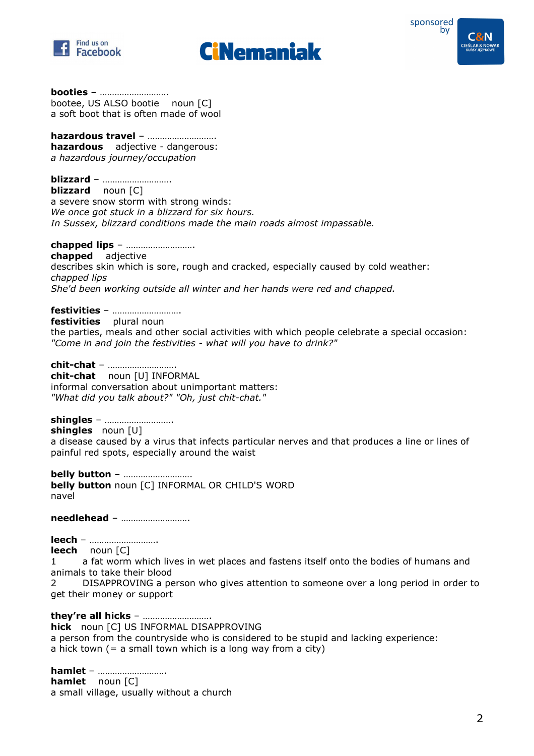"Find us on Facebook" — **CiNemaniak** — sponsored by C&N CIEŚLAK & NOWAK KURSY JĘZYKOWE

**booties** – ……………………….
bootee, US ALSO bootie   noun [C]
a soft boot that is often made of wool

**hazardous travel** – ……………………….
**hazardous**   adjective - dangerous:
*a hazardous journey/occupation*

**blizzard** – ……………………….
**blizzard**   noun [C]
a severe snow storm with strong winds:
*We once got stuck in a blizzard for six hours.*
*In Sussex, blizzard conditions made the main roads almost impassable.*

**chapped lips** – ……………………….
**chapped**   adjective
describes skin which is sore, rough and cracked, especially caused by cold weather:
*chapped lips*
*She'd been working outside all winter and her hands were red and chapped.*

**festivities** – ……………………….
**festivities**   plural noun
the parties, meals and other social activities with which people celebrate a special occasion:
*"Come in and join the festivities - what will you have to drink?"*

**chit-chat** – ……………………….
**chit-chat**   noun [U] INFORMAL
informal conversation about unimportant matters:
*"What did you talk about?" "Oh, just chit-chat."*

**shingles** – ……………………….
**shingles**   noun [U]
a disease caused by a virus that infects particular nerves and that produces a line or lines of painful red spots, especially around the waist

**belly button** – ……………………….
**belly button** noun [C] INFORMAL OR CHILD'S WORD
navel

**needlehead** – ……………………….

**leech** – ……………………….
**leech**   noun [C]
1   a fat worm which lives in wet places and fastens itself onto the bodies of humans and animals to take their blood
2   DISAPPROVING a person who gives attention to someone over a long period in order to get their money or support

**they're all hicks** – ……………………….
**hick**   noun [C] US INFORMAL DISAPPROVING
a person from the countryside who is considered to be stupid and lacking experience:
a hick town (= a small town which is a long way from a city)

**hamlet** – ……………………….
**hamlet**   noun [C]
a small village, usually without a church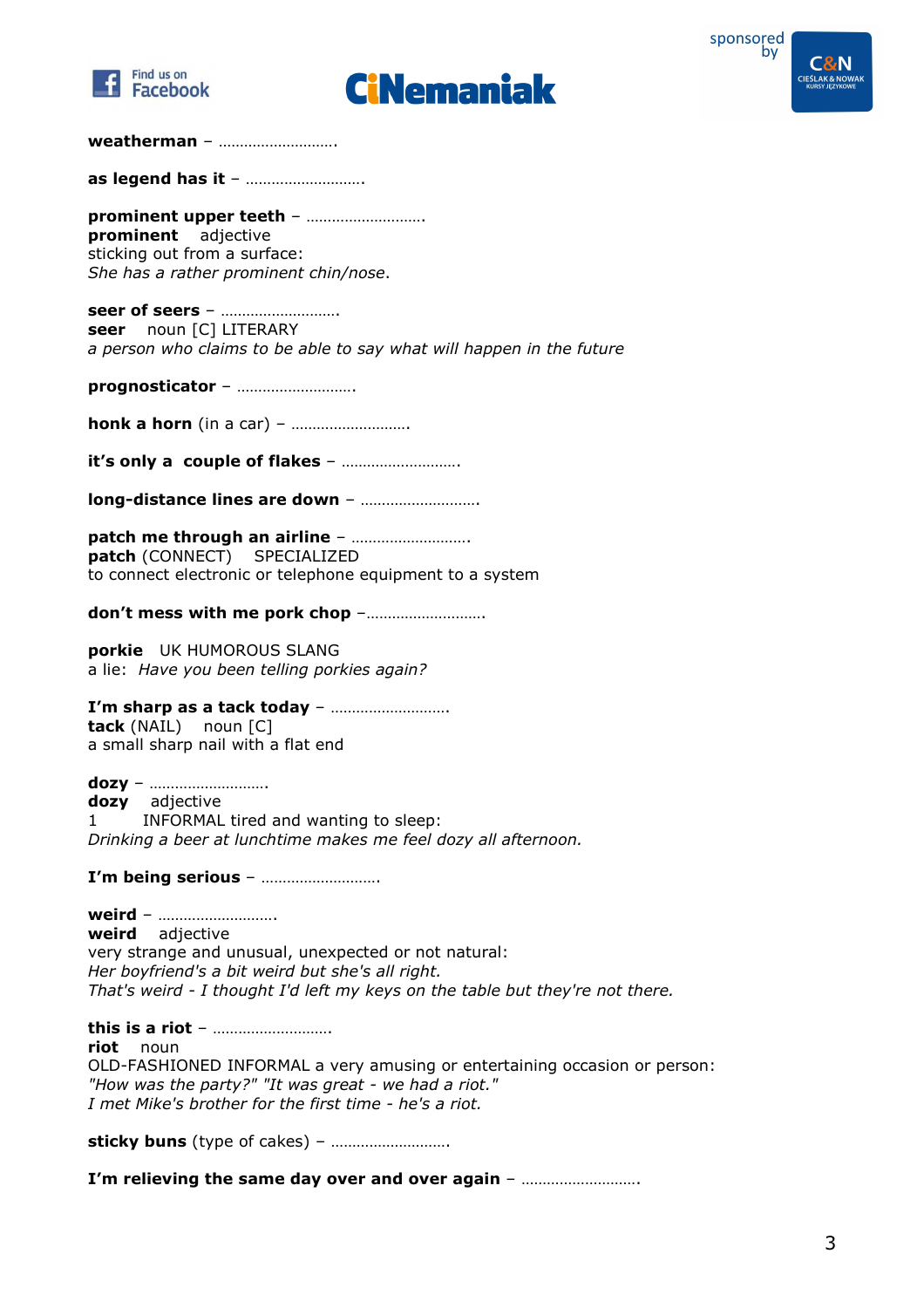**weatherman** – ……………………….

**as legend has it** – ……………………….

**prominent upper teeth** – ……………………….
**prominent** adjective
sticking out from a surface:
*She has a rather prominent chin/nose.*

**seer of seers** – ……………………….
**seer** noun [C] LITERARY
*a person who claims to be able to say what will happen in the future*

**prognosticator** – ……………………….

**honk a horn** (in a car) – ……………………….

**it's only a couple of flakes** – ……………………….

**long-distance lines are down** – ……………………….

**patch me through an airline** – ……………………….
**patch** (CONNECT) SPECIALIZED
to connect electronic or telephone equipment to a system

**don't mess with me pork chop** –……………………….

**porkie** UK HUMOROUS SLANG
a lie: *Have you been telling porkies again?*

**I'm sharp as a tack today** – ……………………….
**tack** (NAIL) noun [C]
a small sharp nail with a flat end

**dozy** – ……………………….
**dozy** adjective
1 INFORMAL tired and wanting to sleep:
*Drinking a beer at lunchtime makes me feel dozy all afternoon.*

**I'm being serious** – ……………………….

**weird** – ……………………….
**weird** adjective
very strange and unusual, unexpected or not natural:
*Her boyfriend's a bit weird but she's all right.*
*That's weird - I thought I'd left my keys on the table but they're not there.*

**this is a riot** – ……………………….
**riot** noun
OLD-FASHIONED INFORMAL a very amusing or entertaining occasion or person:
*"How was the party?" "It was great - we had a riot."*
*I met Mike's brother for the first time - he's a riot.*

**sticky buns** (type of cakes) – ……………………….

**I'm relieving the same day over and over again** – ……………………….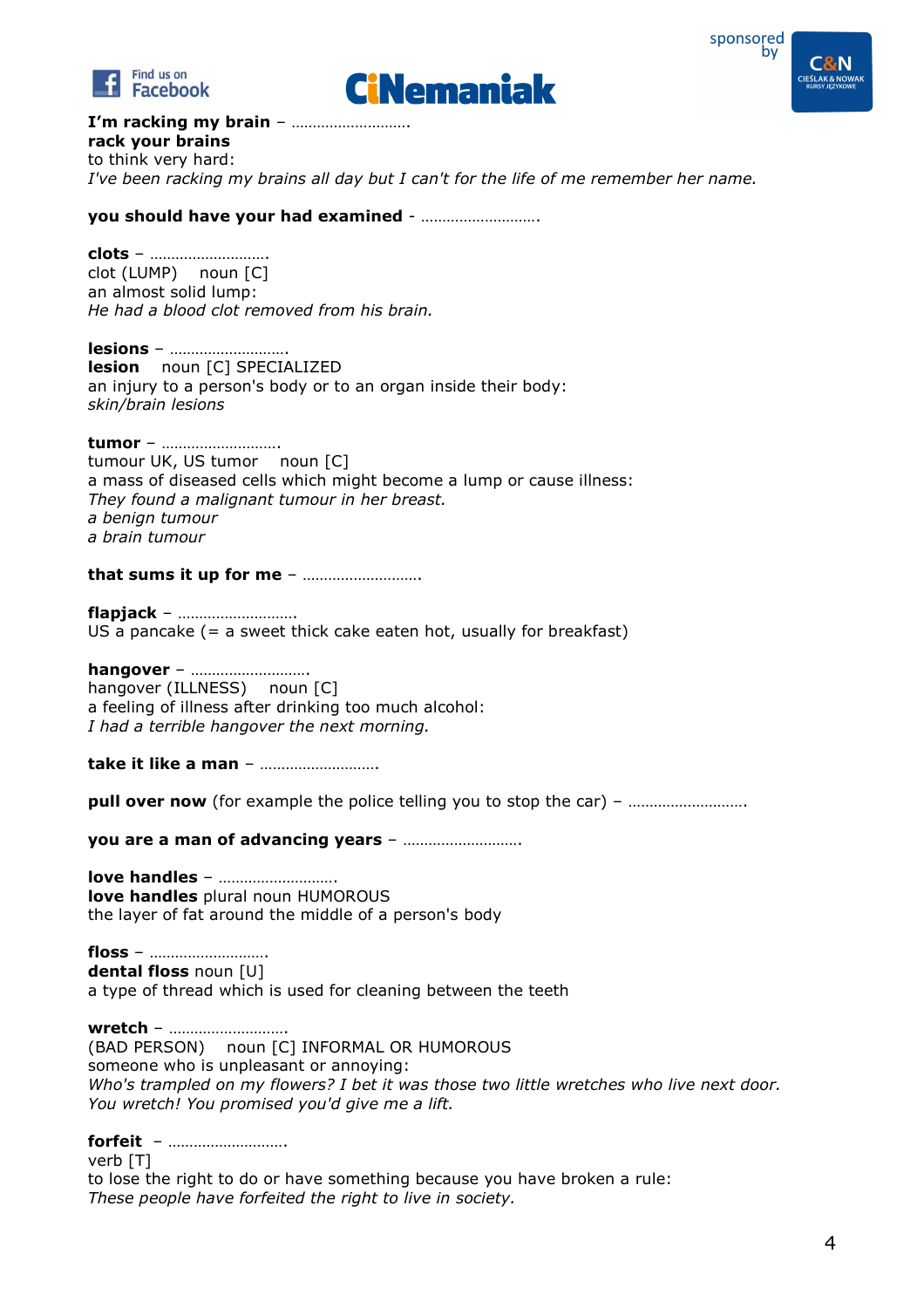**I'm racking my brain** – ……………………….

**rack your brains**

to think very hard:

*I've been racking my brains all day but I can't for the life of me remember her name.*

**you should have your had examined** - ……………………….

**clots** – ……………………….

clot (LUMP) noun [C]

an almost solid lump:

*He had a blood clot removed from his brain.*

**lesions** – ……………………….

**lesion** noun [C] SPECIALIZED

an injury to a person's body or to an organ inside their body:

*skin/brain lesions*

**tumor** – ……………………….

tumour UK, US tumor noun [C]

a mass of diseased cells which might become a lump or cause illness:

*They found a malignant tumour in her breast.*

*a benign tumour*

*a brain tumour*

**that sums it up for me** – ……………………….

**flapjack** – ……………………….

US a pancake (= a sweet thick cake eaten hot, usually for breakfast)

**hangover** – ……………………….

hangover (ILLNESS) noun [C]

a feeling of illness after drinking too much alcohol:

*I had a terrible hangover the next morning.*

**take it like a man** – ……………………….

**pull over now** (for example the police telling you to stop the car) – ……………………….

**you are a man of advancing years** – ……………………….

**love handles** – ……………………….

**love handles** plural noun HUMOROUS

the layer of fat around the middle of a person's body

**floss** – ……………………….

**dental floss** noun [U]

a type of thread which is used for cleaning between the teeth

**wretch** – ……………………….

(BAD PERSON) noun [C] INFORMAL OR HUMOROUS

someone who is unpleasant or annoying:

*Who's trampled on my flowers? I bet it was those two little wretches who live next door.*

*You wretch! You promised you'd give me a lift.*

**forfeit** – ……………………….

verb [T]

to lose the right to do or have something because you have broken a rule:

*These people have forfeited the right to live in society.*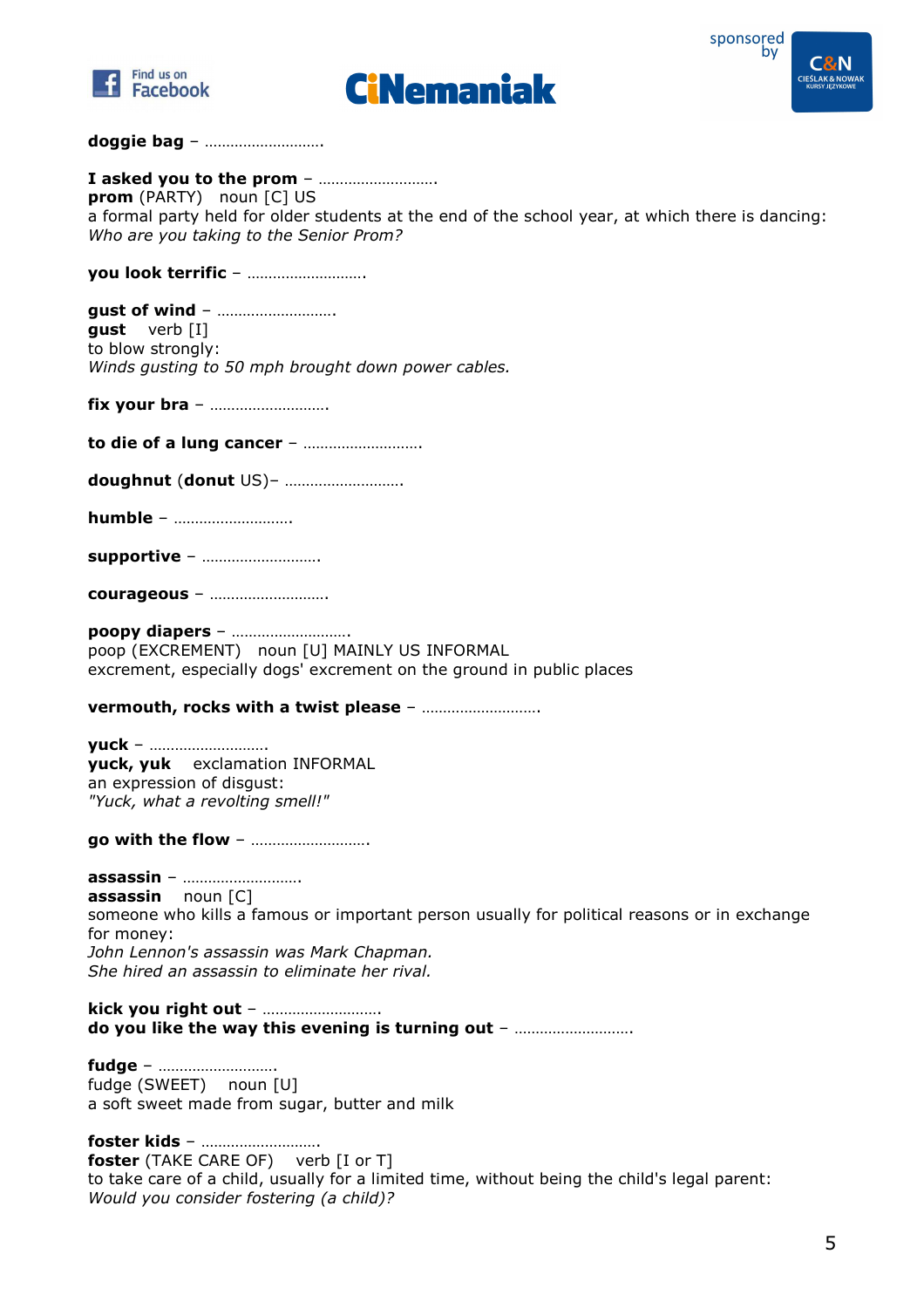**doggie bag** – ……………………….

**I asked you to the prom** – ……………………….
**prom** (PARTY) noun [C] US
a formal party held for older students at the end of the school year, at which there is dancing:
*Who are you taking to the Senior Prom?*

**you look terrific** – ……………………….

**gust of wind** – ……………………….
**gust** verb [I]
to blow strongly:
*Winds gusting to 50 mph brought down power cables.*

**fix your bra** – ……………………….

**to die of a lung cancer** – ……………………….

**doughnut** (**donut** US)– ……………………….

**humble** – ……………………….

**supportive** – ……………………….

**courageous** – ……………………….

**poopy diapers** – ……………………….
poop (EXCREMENT) noun [U] MAINLY US INFORMAL
excrement, especially dogs' excrement on the ground in public places

**vermouth, rocks with a twist please** – ……………………….

**yuck** – ……………………….
**yuck, yuk** exclamation INFORMAL
an expression of disgust:
*"Yuck, what a revolting smell!"*

**go with the flow** – ……………………….

**assassin** – ……………………….
**assassin** noun [C]
someone who kills a famous or important person usually for political reasons or in exchange for money:
*John Lennon's assassin was Mark Chapman.*
*She hired an assassin to eliminate her rival.*

**kick you right out** – ……………………….
**do you like the way this evening is turning out** – ……………………….

**fudge** – ……………………….
fudge (SWEET) noun [U]
a soft sweet made from sugar, butter and milk

**foster kids** – ……………………….
**foster** (TAKE CARE OF) verb [I or T]
to take care of a child, usually for a limited time, without being the child's legal parent:
*Would you consider fostering (a child)?*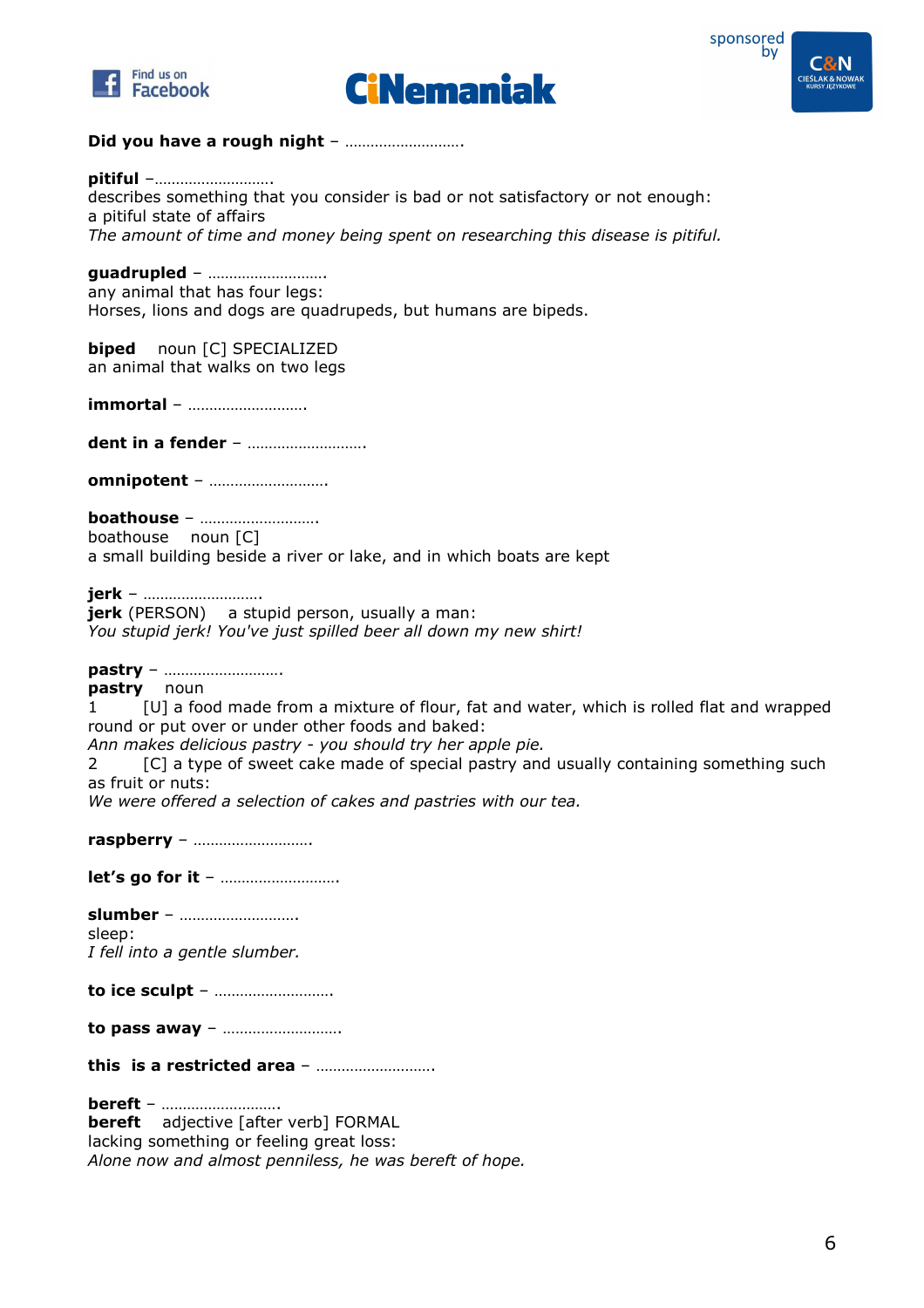**Did you have a rough night** – ……………………….

**pitiful** –……………………….
describes something that you consider is bad or not satisfactory or not enough:
a pitiful state of affairs
*The amount of time and money being spent on researching this disease is pitiful.*

**guadrupled** – ……………………….
any animal that has four legs:
Horses, lions and dogs are quadrupeds, but humans are bipeds.

**biped** noun [C] SPECIALIZED
an animal that walks on two legs

**immortal** – ……………………….

**dent in a fender** – ……………………….

**omnipotent** – ……………………….

**boathouse** – ……………………….
boathouse noun [C]
a small building beside a river or lake, and in which boats are kept

**jerk** – ……………………….
**jerk** (PERSON) a stupid person, usually a man:
*You stupid jerk! You've just spilled beer all down my new shirt!*

**pastry** – ……………………….
**pastry** noun
1 [U] a food made from a mixture of flour, fat and water, which is rolled flat and wrapped round or put over or under other foods and baked:
*Ann makes delicious pastry - you should try her apple pie.*
2 [C] a type of sweet cake made of special pastry and usually containing something such as fruit or nuts:
*We were offered a selection of cakes and pastries with our tea.*

**raspberry** – ……………………….

**let's go for it** – ……………………….

**slumber** – ……………………….
sleep:
*I fell into a gentle slumber.*

**to ice sculpt** – ……………………….

**to pass away** – ……………………….

**this is a restricted area** – ……………………….

**bereft** – ……………………….
**bereft** adjective [after verb] FORMAL
lacking something or feeling great loss:
*Alone now and almost penniless, he was bereft of hope.*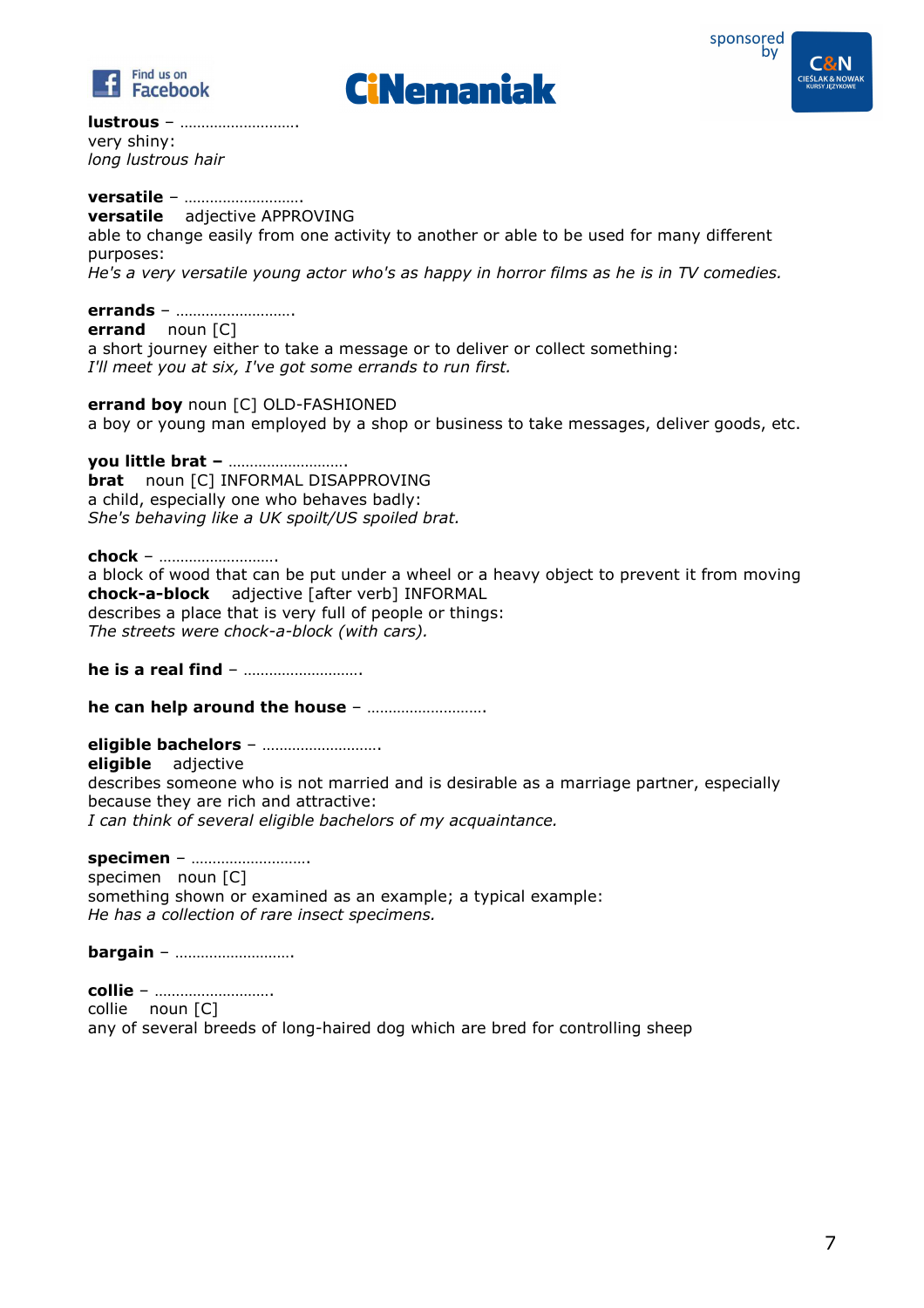**lustrous** – ……………………….
very shiny:
*long lustrous hair*

**versatile** – ……………………….
**versatile** adjective APPROVING
able to change easily from one activity to another or able to be used for many different purposes:
*He's a very versatile young actor who's as happy in horror films as he is in TV comedies.*

**errands** – ……………………….
**errand** noun [C]
a short journey either to take a message or to deliver or collect something:
*I'll meet you at six, I've got some errands to run first.*

**errand boy** noun [C] OLD-FASHIONED
a boy or young man employed by a shop or business to take messages, deliver goods, etc.

**you little brat –** ……………………….
**brat** noun [C] INFORMAL DISAPPROVING
a child, especially one who behaves badly:
*She's behaving like a UK spoilt/US spoiled brat.*

**chock** – ……………………….
a block of wood that can be put under a wheel or a heavy object to prevent it from moving
**chock-a-block** adjective [after verb] INFORMAL
describes a place that is very full of people or things:
*The streets were chock-a-block (with cars).*

**he is a real find** – ……………………….

**he can help around the house** – ……………………….

**eligible bachelors** – ……………………….
**eligible** adjective
describes someone who is not married and is desirable as a marriage partner, especially because they are rich and attractive:
*I can think of several eligible bachelors of my acquaintance.*

**specimen** – ……………………….
specimen noun [C]
something shown or examined as an example; a typical example:
*He has a collection of rare insect specimens.*

**bargain** – ……………………….

**collie** – ……………………….
collie noun [C]
any of several breeds of long-haired dog which are bred for controlling sheep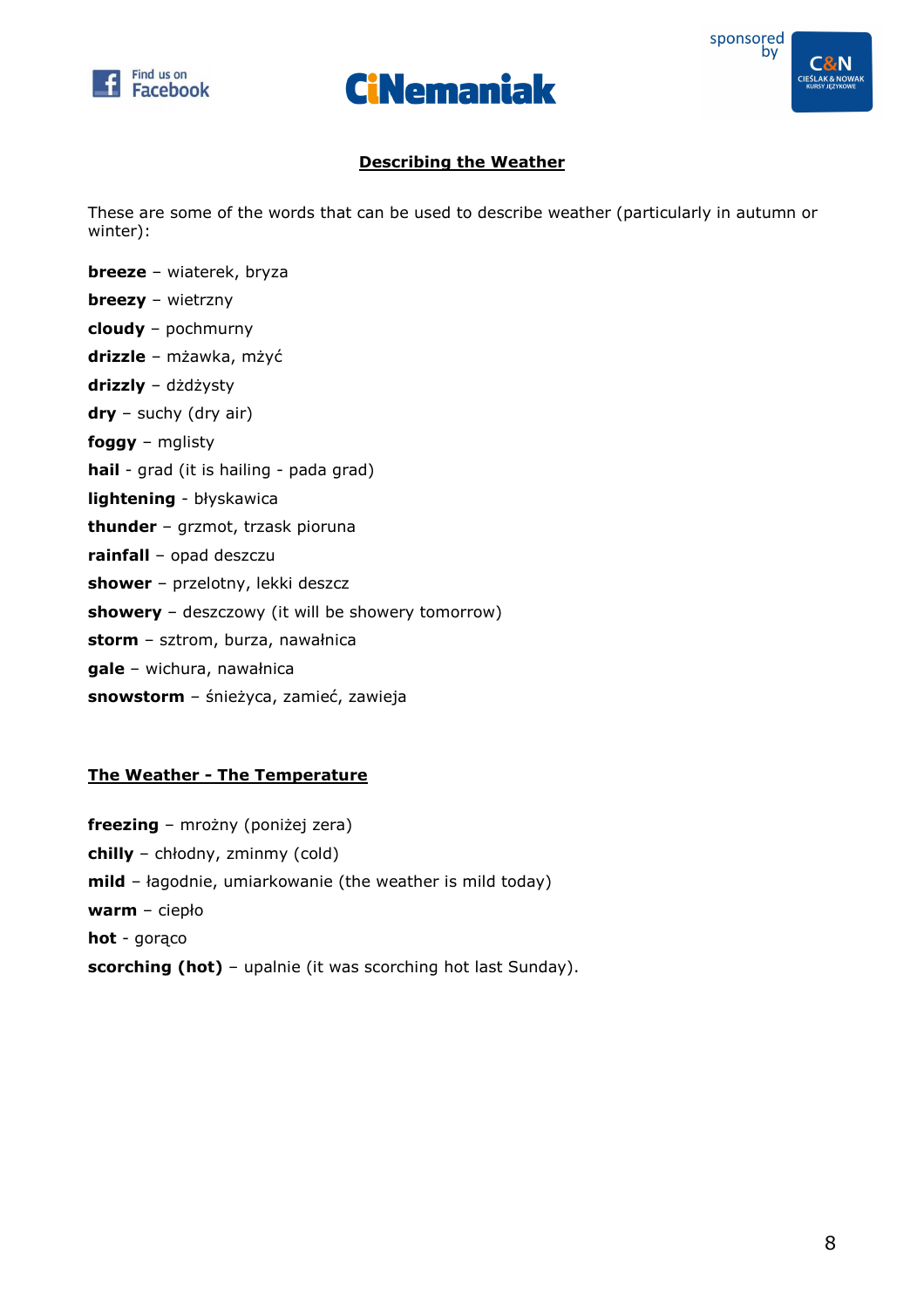## Describing the Weather

These are some of the words that can be used to describe weather (particularly in autumn or winter):

**breeze** – wiaterek, bryza

**breezy** – wietrzny

**cloudy** – pochmurny

**drizzle** – mżawka, mżyć

**drizzly** – dżdżysty

**dry** – suchy (dry air)

**foggy** – mglisty

**hail** - grad (it is hailing - pada grad)

**lightening** - błyskawica

**thunder** – grzmot, trzask pioruna

**rainfall** – opad deszczu

**shower** – przelotny, lekki deszcz

**showery** – deszczowy (it will be showery tomorrow)

**storm** – sztrom, burza, nawałnica

**gale** – wichura, nawałnica

**snowstorm** – śnieżyca, zamieć, zawieja

## The Weather - The Temperature

**freezing** – mroźny (poniżej zera)

**chilly** – chłodny, zminmy (cold)

**mild** – łagodnie, umiarkowanie (the weather is mild today)

**warm** – ciepło

**hot** - gorąco

**scorching (hot)** – upalnie (it was scorching hot last Sunday).